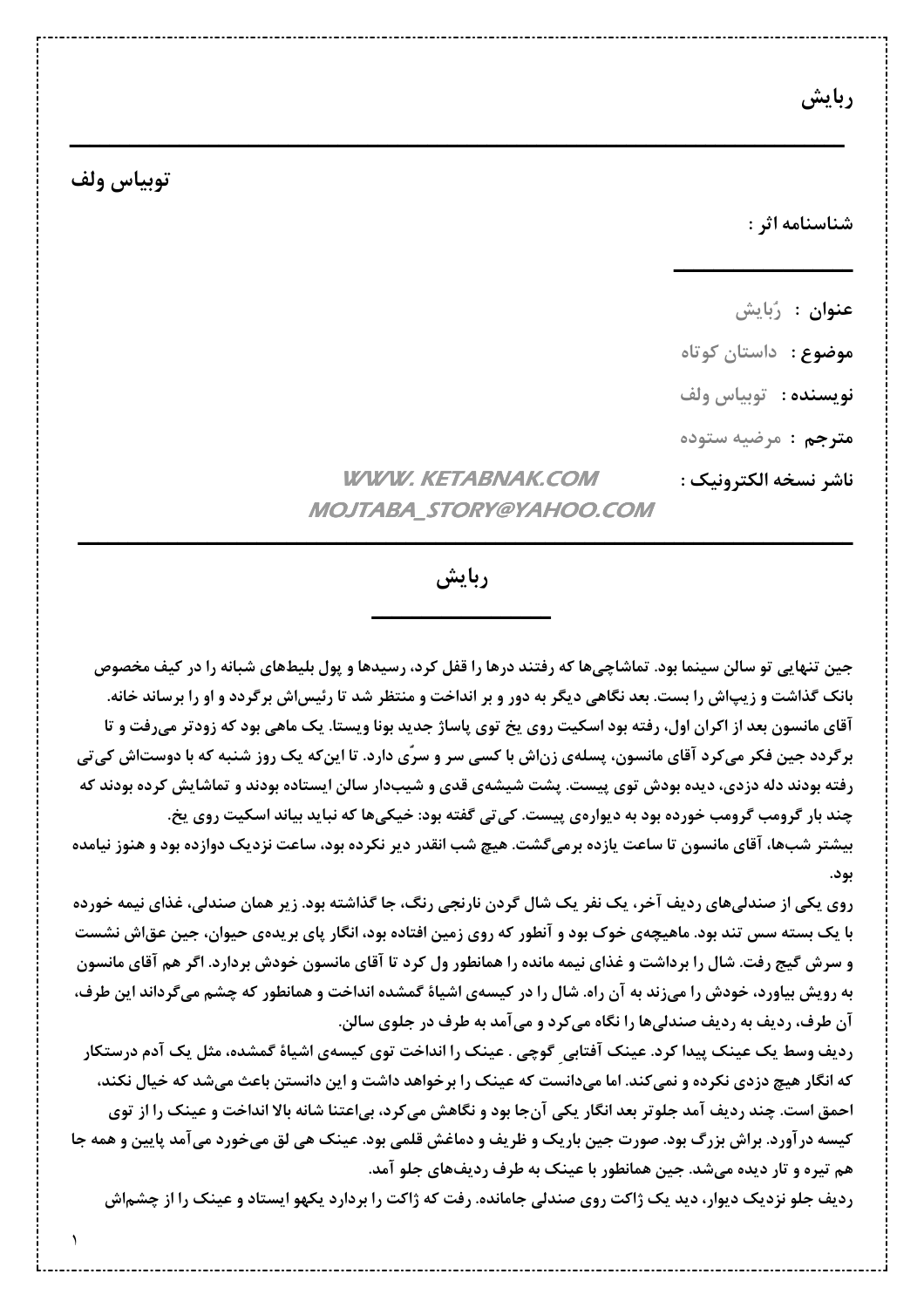# ربایش

## توبیاس ولف

**شناسنامه اثر :**

**عنوان :** رُبایش

**موضوع :** داستان کوتاه

**نویسنده :** توبیاس ولف

**مترجم :** مرضیه ستوده

**ناشر نسخه الکترونیک :** WWW.KETABNAK.COM MOJTABA_STORY@YAHOO.COM

## ربایش

جین تنهایی تو سالن سینما بود. تماشاچی‌ها که رفتند درها را قفل کرد، رسیدها و پول بلیط‌های شبانه را در کیف مخصوص بانک گذاشت و زیپ‌اش را بست. بعد نگاهی دیگر به دور و بر انداخت و منتظر شد تا رئیس‌اش برگردد و او را برساند خانه. آقای مانسون بعد از اکران اول، رفته بود اسکیت روی یخ توی پاساژ جدید بونا ویستا. یک ماهی بود که زودتر می‌رفت و تا برگردد جین فکر می‌کرد آقای مانسون، پسله‌ی زن‌اش با کسی سر و سرّی دارد. تا این‌که یک روز شنبه که با دوست‌اش کی‌تی رفته بودند دله دزدی، دیده بودش توی پیست. پشت شیشه‌ی قدی و شیب‌دار سالن ایستاده بودند و تماشایش کرده بودند که چند بار گرومب گرومب خورده بود به دیواره‌ی پیست. کی‌تی گفته بود: خیکی‌ها که نباید بیاند اسکیت روی یخ.

بیشتر شب‌ها، آقای مانسون تا ساعت یازده برمی‌گشت. هیچ شب انقدر دیر نکرده بود، ساعت نزدیک دوازده بود و هنوز نیامده بود.

روی یکی از صندلی‌های ردیف آخر، یک نفر یک شال گردن نارنجی رنگ، جا گذاشته بود. زیر همان صندلی، غذای نیمه خورده با یک بسته سس تند بود. ماهیچه‌ی خوک بود و آنطور که روی زمین افتاده بود، انگار پای بریده‌ی حیوان، جین عق‌اش نشست و سرش گیج رفت. شال را برداشت و غذای نیمه مانده را همانطور ول کرد تا آقای مانسون خودش بردارد. اگر هم آقای مانسون به رویش بیاورد، خودش را می‌زند به آن راه. شال را در کیسه‌ی اشیاءِ گمشده انداخت و همانطور که چشم می‌گرداند این طرف، آن طرف، ردیف به ردیف صندلی‌ها را نگاه می‌کرد و می‌آمد به طرف در جلوی سالن.

ردیف وسط یک عینک پیدا کرد. عینک آفتابیِ گوچی . عینک را انداخت توی کیسه‌ی اشیاءِ گمشده، مثل یک آدم درستکار که انگار هیچ دزدی نکرده و نمی‌کند. اما می‌دانست که عینک را برخواهد داشت و این دانستن باعث می‌شد که خیال نکند، احمق است. چند ردیف آمد جلوتر بعد انگار یکی آن‌جا بود و نگاهش می‌کرد، بی‌اعتنا شانه بالا انداخت و عینک را از توی کیسه درآورد. براش بزرگ بود. صورت جین باریک و ظریف و دماغش قلمی بود. عینک هی لق می‌خورد می‌آمد پایین و همه جا هم تیره و تار دیده می‌شد. جین همانطور با عینک به طرف ردیف‌های جلو آمد.

ردیف جلو نزدیک دیوار، دید یک ژاکت روی صندلی جامانده. رفت که ژاکت را بردارد یکهو ایستاد و عینک را از چشم‌اش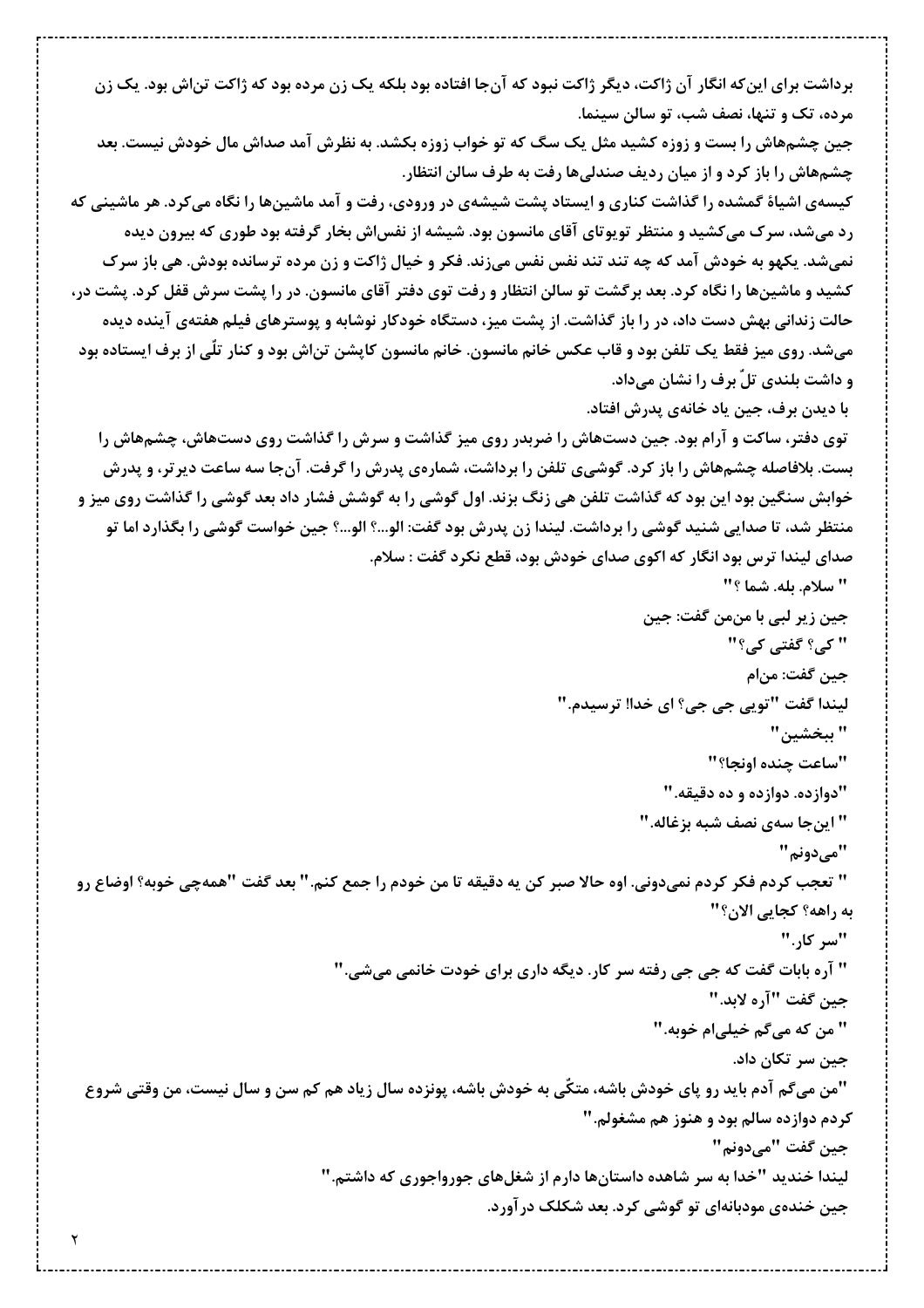برداشت برای این‌که انگار آن ژاکت، دیگر ژاکت نبود که آن‌جا افتاده بود بلکه یک زن مرده بود که ژاکت تن‌اش بود. یک زن مرده، تک و تنها، نصف شب، تو سالن سینما.

جین چشم‌هاش را بست و زوزه کشید مثل یک سگ که تو خواب زوزه بکشد. به نظرش آمد صداش مال خودش نیست. بعد چشم‌هاش را باز کرد و از میان ردیف صندلی‌ها رفت به طرف سالن انتظار.

کیسه‌ی اشیاءْ گمشده را گذاشت کناری و ایستاد پشت شیشه‌ی در ورودی، رفت و آمد ماشین‌ها را نگاه می‌کرد. هر ماشینی که رد می‌شد، سرک می‌کشید و منتظر تویوتای آقای مانسون بود. شیشه از نفس‌اش بخار گرفته بود طوری که بیرون دیده نمی‌شد. یکهو به خودش آمد که چه تند تند نفس نفس می‌زند. فکر و خیال ژاکت و زن مرده ترسانده بودش. هی باز سرک کشید و ماشین‌ها را نگاه کرد. بعد برگشت تو سالن انتظار و رفت توی دفتر آقای مانسون. در را پشت سرش قفل کرد. پشت در، حالت زندانی بهش دست داد، در را باز گذاشت. از پشت میز، دستگاه خودکار نوشابه و پوسترهای فیلم هفته‌ی آینده دیده می‌شد. روی میز فقط یک تلفن بود و قاب عکس خانم مانسون. خانم مانسون کاپشن تن‌اش بود و کنار تلّی از برف ایستاده بود و داشت بلندی تلّ برف را نشان می‌داد.

با دیدن برف، جین یاد خانه‌ی پدرش افتاد.

توی دفتر، ساکت و آرام بود. جین دست‌هاش را ضربدر روی میز گذاشت و سرش را گذاشت روی دست‌هاش، چشم‌هاش را بست. بلافاصله چشم‌هاش را باز کرد. گوشی‌ی تلفن را برداشت، شماره‌ی پدرش را گرفت. آن‌جا سه ساعت دیرتر، و پدرش خوابش سنگین بود این بود که گذاشت تلفن هی زنگ بزند. اول گوشی را به گوشش فشار داد بعد گوشی را گذاشت روی میز و منتظر شد، تا صدایی شنید گوشی را برداشت. لیندا زن پدرش بود گفت: الو...؟ الو...؟ جین خواست گوشی را بگذارد اما تو صدای لیندا ترس بود انگار که اکوی صدای خودش بود، قطع نکرد گفت : سلام.

" سلام. بله. شما ؟"

جین زیر لبی با من‌من گفت: جین

" کی؟ گفتی کی؟"

جین گفت: من‌ام

لیندا گفت "تویی جی جی؟ ای خدا! ترسیدم."

" ببخشین"

"ساعت چنده اونجا؟"

"دوازده. دوازده و ده دقیقه."

" این‌جا سه‌ی نصف شبه بزغاله."

"می‌دونم"

" تعجب کردم فکر کردم نمی‌دونی. اوه حالا صبر کن یه دقیقه تا من خودم را جمع کنم." بعد گفت "همه‌چی خوبه؟ اوضاع رو به راهه؟ کجایی الان؟"

"سر کار."

" آره بابات گفت که جی جی رفته سر کار. دیگه داری برای خودت خانمی می‌شی."

جین گفت "آره لابد."

" من که می‌گم خیلی‌ام خوبه."

جین سر تکان داد.

"من می‌گم آدم باید رو پای خودش باشه، متکّی به خودش باشه، پونزده سال زیاد هم کم سن و سال نیست، من وقتی شروع کردم دوازده سالم بود و هنوز هم مشغولم."

جین گفت "می‌دونم"

لیندا خندید "خدا به سر شاهده داستان‌ها دارم از شغل‌های جورواجوری که داشتم."

جین خنده‌ی مودبانه‌ای تو گوشی کرد. بعد شکلک درآورد.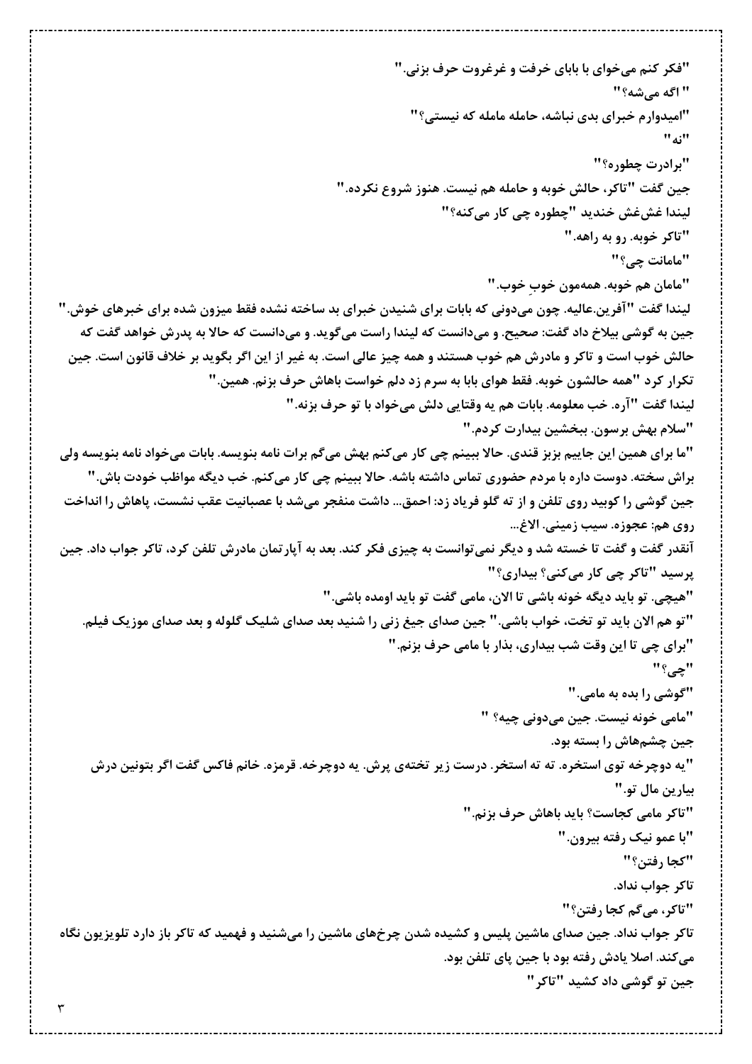"فکر کنم می‌خوای با بابای خرفت و غرغروت حرف بزنی."

" اگه می‌شه؟"

"امیدوارم خبرای بدی نباشه، حامله ماماله که نیستی؟"

"نه"

"برادرت چطوره؟"

جین گفت "تاکر، حالش خوبه و حامله هم نیست. هنوز شروع نکرده."

لیندا غش‌غش خندید "چطوره چی کار می‌کنه؟"

"تاکر خوبه. رو به راهه."

"مامانت چی؟"

"مامان هم خوبه. همه‌مون خوبِ خوب."

لیندا گفت "آفرین.عالیه. چون می‌دونی که بابات برای شنیدن خبرای بد ساخته نشده فقط میزون شده برای خبرهای خوش."
جین به گوشی بیلاخ داد گفت: صحیح. و می‌دانست که لیندا راست می‌گوید. و می‌دانست که حالا به پدرش خواهد گفت که حالش خوب است و تاکر و مادرش هم خوب هستند و همه چیز عالی است. به غیر از این اگر بگوید بر خلاف قانون است. جین تکرار کرد "همه حالشون خوبه. فقط هوای بابا به سرم زد دلم خواست باهاش حرف بزنم. همین."

لیندا گفت "آره. خب معلومه. بابات هم یه وقتایی دلش می‌خواد با تو حرف بزنه."

"سلام بهش برسون. ببخشین بیدارت کردم."

"ما برای همین این جاییم بزبز قندی. حالا ببینم چی کار می‌کنم بهش می‌گم برات نامه بنویسه. بابات می‌خواد نامه بنویسه ولی براش سخته. دوست داره با مردم حضوری تماس داشته باشه. حالا ببینم چی کار می‌کنم. خب دیگه مواظب خودت باش."

جین گوشی را کوبید روی تلفن و از ته گلو فریاد زد: احمق... داشت منفجر می‌شد با عصبانیت عقب نشست، پاهاش را انداخت روی هم: عجوزه. سیب زمینی. الاغ...

آنقدر گفت و گفت تا خسته شد و دیگر نمی‌توانست به چیزی فکر کند. بعد به آپارتمان مادرش تلفن کرد، تاکر جواب داد. جین پرسید "تاکر چی کار می‌کنی؟ بیداری؟"

"هیچی. تو باید دیگه خونه باشی تا الان، مامی گفت تو باید اومده باشی."

"تو هم الان باید تو تخت، خواب باشی." جین صدای جیغ زنی را شنید بعد صدای شلیک گلوله و بعد صدای موزیک فیلم.

"برای چی تا این وقت شب بیداری، بذار با مامی حرف بزنم."

"چی؟"

"گوشی را بده به مامی."

"مامی خونه نیست. جین می‌دونی چیه؟ "

جین چشم‌هاش را بسته بود.

"یه دوچرخه توی استخره. ته ته استخر. درست زیر تخته‌ی پرش. یه دوچرخه. قرمزه. خانم فاکس گفت اگر بتونین درش بیارین مال تو."

"تاکر مامی کجاست؟ باید باهاش حرف بزنم."

"با عمو نیک رفته بیرون."

"کجا رفتن؟"

تاکر جواب نداد.

"تاکر، می‌گم کجا رفتن؟"

تاکر جواب نداد. جین صدای ماشین پلیس و کشیده شدن چرخ‌های ماشین را می‌شنید و فهمید که تاکر باز دارد تلویزیون نگاه می‌کند. اصلا یادش رفته بود با جین پای تلفن بود.

جین تو گوشی داد کشید "تاکر"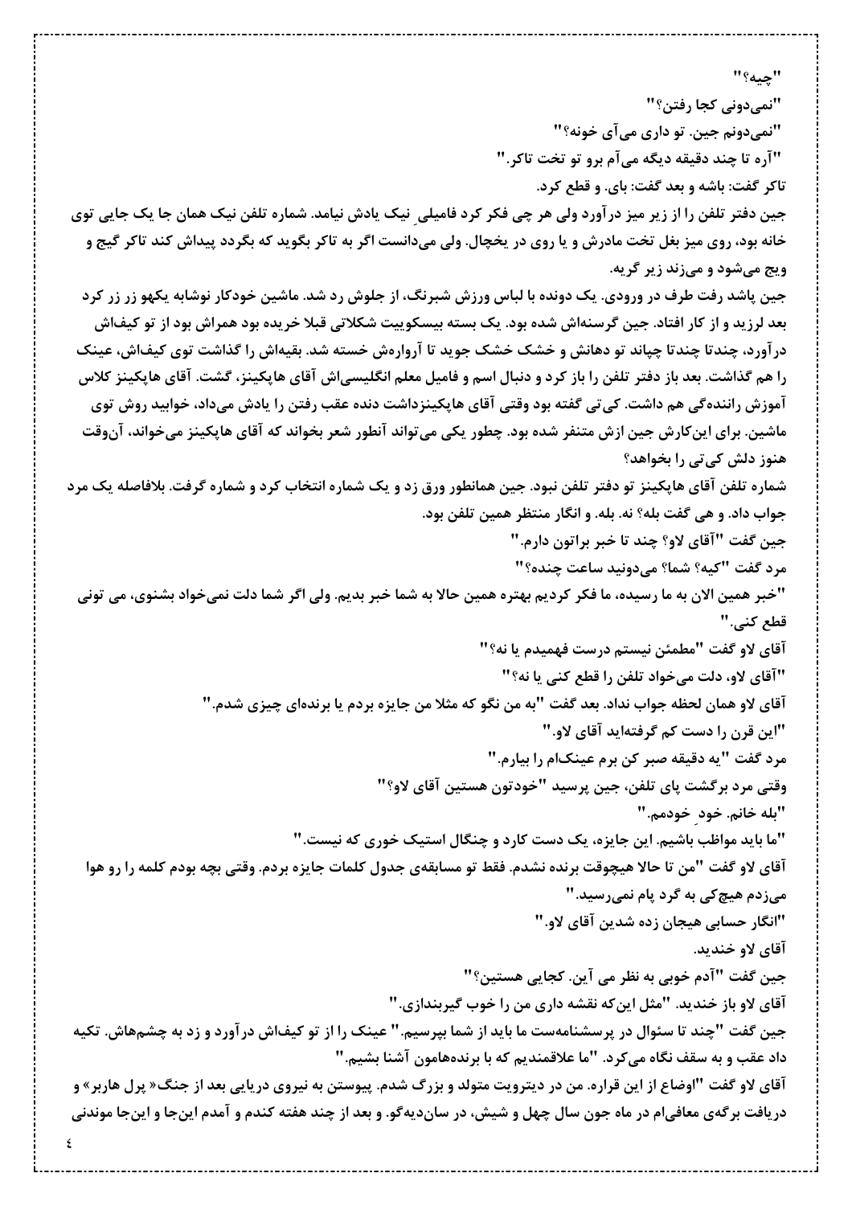"چیه؟"

"نمی‌دونی کجا رفتن؟"

"نمی‌دونم جین. تو داری می‌آی خونه؟"

"آره تا چند دقیقه دیگه می‌آم برو تو تخت تاکر."

تاکر گفت: باشه و بعد گفت: بای. و قطع کرد.

جین دفتر تلفن را از زیر میز درآورد ولی هر چی فکر کرد فامیلیِ نیک یادش نیامد. شماره تلفن نیک همان جا یک جایی توی خانه بود، روی میز بغل تخت مادرش و یا روی در یخچال. ولی می‌دانست اگر به تاکر بگوید که بگردد پیداش کند تاکر گیج و ویج می‌شود و می‌زند زیر گریه.

جین پاشد رفت طرف در ورودی. یک دونده با لباس ورزش شبرنگ، از جلوش رد شد. ماشین خودکار نوشابه یکهو زر زر کرد بعد لرزید و از کار افتاد. جین گرسنه‌اش شده بود. یک بسته بیسکوییت شکلاتی قبلا خریده بود همراش بود از تو کیفاش درآورد، چندتا چندتا چپاند تو دهانش و خشک خشک جوید تا آرواره‌ش خسته شد. بقیه‌اش را گذاشت توی کیف‌اش، عینک را هم گذاشت. بعد باز دفتر تلفن را باز کرد و دنبال اسم و فامیل معلم انگلیسی‌اش آقای هاپکینز، گشت. آقای هاپکینز کلاس آموزش رانندەگی هم داشت. کی‌تی گفته بود وقتی آقای هاپکینزداشت دنده عقب رفتن را یادش می‌داد، خوابید روش توی ماشین. برای این‌کارش جین ازش متنفر شده بود. چطور یکی می‌تواند آنطور شعر بخواند که آقای هاپکینز می‌خواند، آن‌وقت هنوز دلش کی‌تی را بخواهد؟

شماره تلفن آقای هاپکینز تو دفتر تلفن نبود. جین همانطور ورق زد و یک شماره انتخاب کرد و شماره گرفت. بلافاصله یک مرد جواب داد. و هی گفت بله؟ نه. بله. و انگار منتظر همین تلفن بود.

جین گفت "آقای لاو؟ چند تا خبر براتون دارم."

مرد گفت "کیه؟ شما؟ می‌دونید ساعت چنده؟"

"خبر همین الان به ما رسیده، ما فکر کردیم بهتره همین حالا به شما خبر بدیم. ولی اگر شما دلت نمی‌خواد بشنوی، می تونی قطع کنی."

آقای لاو گفت "مطمئن نیستم درست فهمیدم یا نه؟"

"آقای لاو، دلت می‌خواد تلفن را قطع کنی یا نه؟"

آقای لاو همان لحظه جواب نداد. بعد گفت "به من نگو که مثلا من جایزه بردم یا برنده‌ای چیزی شدم."

"این قرن را دست کم گرفته‌اید آقای لاو."

مرد گفت "یه دقیقه صبر کن برم عینک‌ام را بیارم."

وقتی مرد برگشت پای تلفن، جین پرسید "خودتون هستین آقای لاو؟"

"بله خانم. خودِ خودمم."

"ما باید مواظب باشیم. این جایزه، یک دست کارد و چنگال استیک خوری که نیست."

آقای لاو گفت "من تا حالا هیچوقت برنده نشدم. فقط تو مسابقه‌ی جدول کلمات جایزه بردم. وقتی بچه بودم کلمه را رو هوا می‌زدم هیچ‌کی به گرد پام نمی‌رسید."

"انگار حسابی هیجان زده شدین آقای لاو."

آقای لاو خندید.

جین گفت "آدم خوبی به نظر می آین. کجایی هستین؟"

آقای لاو باز خندید. "مثل این‌که نقشه داری من را خوب گیربندازی."

جین گفت "چند تا سئوال در پرسشنامه‌ست ما باید از شما بپرسیم." عینک را از تو کیف‌اش درآورد و زد به چشم‌هاش. تکیه داد عقب و به سقف نگاه می‌کرد. "ما علاقمندیم که با برنده‌هامون آشنا بشیم."

آقای لاو گفت "اوضاع از این قراره. من در دیترویت متولد و بزرگ شدم. پیوستن به نیروی دریایی بعد از جنگ« پرل هاربر» و دریافت برگه‌ی معافی‌ام در ماه جون سال چهل و شیش، در سان‌دیه‌گو. و بعد از چند هفته کندم و آمدم این‌جا و این‌جا موندنی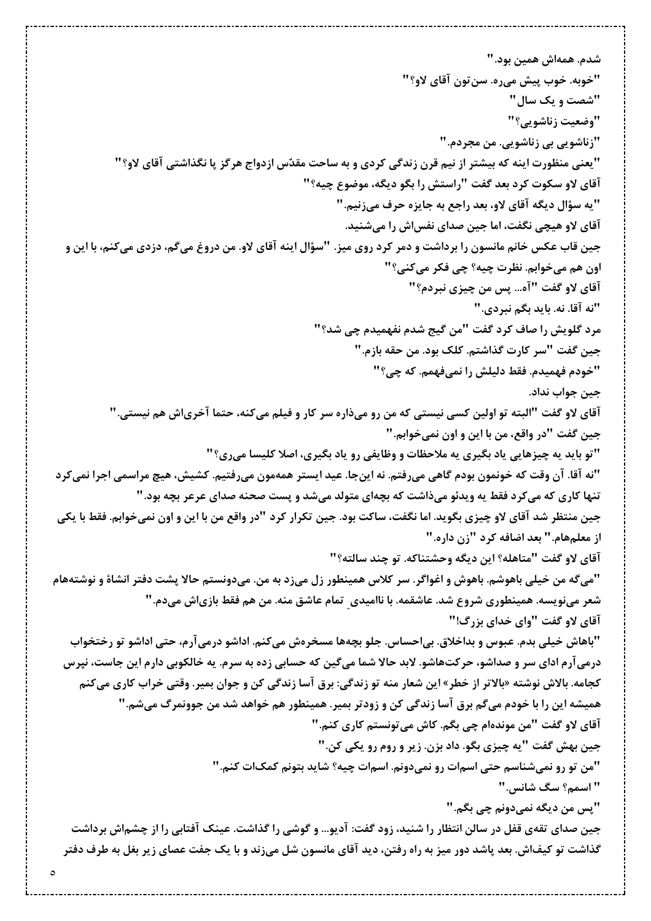شدم. همه‌اش همین بود."

"خوبه. خوب پیش می‌ره. سن‌تون آقای لاو؟"

"شصت و یک سال"

"وضعیت زناشویی؟"

"زناشویی بی زناشویی. من مجردم."

"یعنی منظورت اینه که بیشتر از نیم قرن زندگی کردی و به ساحت مقدّس ازدواج هرگز پا نگذاشتی آقای لاو؟"

آقای لاو سکوت کرد بعد گفت "راستش را بگو دیگه، موضوع چیه؟"

"یه سؤال دیگه آقای لاو، بعد راجع به جایزه حرف می‌زنیم."

آقای لاو هیچی نگفت، اما جین صدای نفس‌اش را می‌شنید.

جین قاب عکس خانم مانسون را برداشت و دمر کرد روی میز. "سؤال اینه آقای لاو. من دروغ می‌گم، دزدی می‌کنم، با این و اون هم می‌خوابم. نظرت چیه؟ چی فکر می‌کنی؟"

آقای لاو گفت "آه... پس من چیزی نبردم؟"

"نه آقا. نه. باید بگم نبردی."

مرد گلویش را صاف کرد گفت "من گیج شدم نفهمیدم چی شد؟"

جین گفت "سر کارت گذاشتم. کلک بود. من حقه بازم."

"خودم فهمیدم. فقط دلیلش را نمی‌فهمم. که چی؟"

جین جواب نداد.

آقای لاو گفت "البته تو اولین کسی نیستی که من رو می‌ذاره سر کار و فیلم می‌کنه، حتما آخری‌اش هم نیستی."

جین گفت "در واقع، من با این و اون نمی‌خوابم."

"تو باید یه چیزهایی یاد بگیری یه ملاحظات و وظایفی رو یاد بگیری، اصلا کلیسا می‌ری؟"

"نه آقا. آن وقت که خونمون بودم گاهی می‌رفتم. نه این‌جا. عید ایستر همه‌مون می‌رفتیم. کشیش، هیچ مراسمی اجرا نمی‌کرد تنها کاری که می‌کرد فقط یه ویدئو می‌ذاشت که بچه‌ای متولد می‌شد و پست صحنه صدای عرعر بچه بود."

جین منتظر شد آقای لاو چیزی بگوید. اما نگفت، ساکت بود. جین تکرار کرد "در واقع من با این و اون نمی‌خوابم. فقط با یکی از معلم‌هام." بعد اضافه کرد "زن داره."

آقای لاو گفت "متاهله؟ این دیگه وحشتناکه. تو چند سالته؟"

"می‌گه من خیلی باهوشم. باهوش و اغواگر. سر کلاس همینطور زل می‌زد به من. می‌دونستم حالا پشت دفتر انشاءُ و نوشته‌هام شعر می‌نویسه. همینطوری شروع شد. عاشقمه. با ناامیدیِ تمام عاشق منه. من هم فقط بازی‌اش می‌دم."

آقای لاو گفت "وای خدای بزرگ!"

"باهاش خیلی بدم. عبوس و بداخلاق. بی‌احساس. جلو بچه‌ها مسخره‌ش می‌کنم. اداشو درمی‌آرم، حتی اداشو تو رختخواب درمی‌آرم ادای سر و صداشو، حرکت‌هاشو. لابد حالا شما می‌گین که حسابی زده به سرم. یه خالکوبی دارم این جاست، نپرس کجامه. بالاش نوشته «بالاتر از خطر» این شعار منه تو زندگی: برق آسا زندگی کن و جوان بمیر. وقتی خراب کاری می‌کنم همیشه این را با خودم می‌گم برق آسا زندگی کن و زودتر بمیر. همینطور هم خواهد شد من جوونمرگ می‌شم."

آقای لاو گفت "من مونده‌ام چی بگم. کاش می‌تونستم کاری کنم."

جین بهش گفت "یه چیزی بگو. داد بزن. زیر و روم رو یکی کن."

"من تو رو نمی‌شناسم حتی اسمات رو نمی‌دونم. اسمات چیه؟ شاید بتونم کمک‌ات کنم."

" اسمم؟ سگ شانس."

"پس من دیگه نمی‌دونم چی بگم."

جین صدای تقه‌ی قفل در سالن انتظار را شنید، زود گفت: آدیو... و گوشی را گذاشت. عینک آفتابی را از چشم‌اش برداشت گذاشت تو کیف‌اش. بعد پاشد دور میز به راه رفتن، دید آقای مانسون شل می‌زند و با یک جفت عصای زیر بغل به طرف دفتر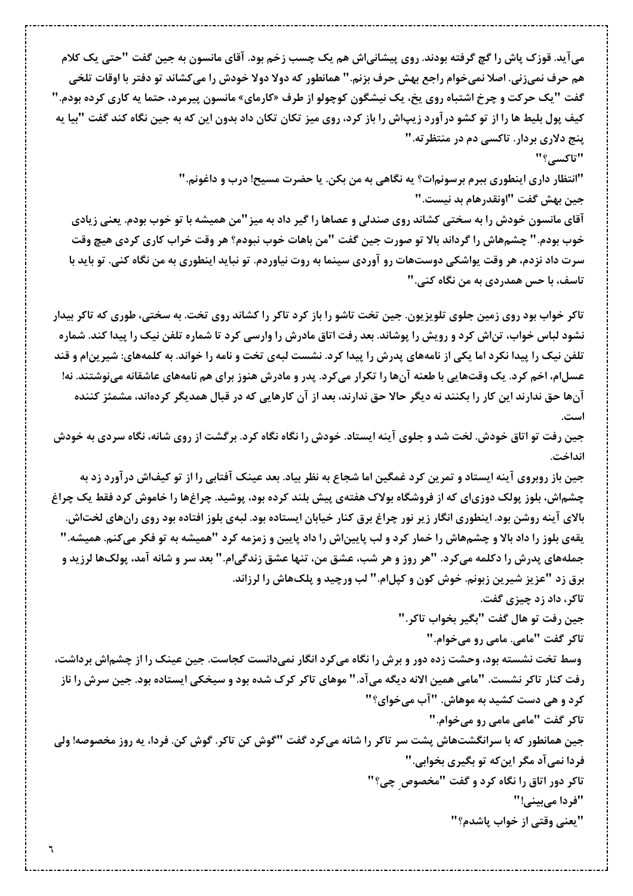می‌آید. قوزک پاش را گچ گرفته بودند. روی پیشانی‌اش هم یک چسب زخم بود. آقای مانسون به جین گفت "حتی یک کلام هم حرف نمی‌زنی. اصلا نمی‌خوام راجع بهش حرف بزنم." همانطور که دولا دولا خودش را می‌کشاند تو دفتر با اوقات تلخی گفت "یک حرکت و چرخ اشتباه روی یخ، یک نیشگون کوچولو از طرف «کارمای» مانسون پیرمرد، حتما یه کاری کرده بودم." کیف پول بلیط ها را از تو کشو درآورد زیپ‌اش را باز کرد، روی میز تکان تکان داد بدون این که به جین نگاه کند گفت "بیا یه پنج دلاری بردار. تاکسی دم در منتظرته."

"تاکسی؟"

"انتظار داری اینطوری ببرم برسونمت؟ یه نگاهی به من بکن. یا حضرت مسیح! درب و داغونم."

جین بهش گفت "اونقدرهام بد نیست."

آقای مانسون خودش را به سختی کشاند روی صندلی و عصاها را گیر داد به میز "من همیشه با تو خوب بودم. یعنی زیادی خوب بودم." چشم‌هاش را گرداند بالا تو صورت جین گفت "من باهات خوب نبودم؟ هر وقت خراب کاری کردی هیچ وقت سرت داد نزدم، هر وقت یواشکی دوست‌هات رو آوردی سینما به روت نیاوردم. تو نباید اینطوری به من نگاه کنی. تو باید با تاسف، با حس همدردی به من نگاه کنی."

تاکر خواب بود روی زمین جلوی تلویزیون. جین تخت تاشو را باز کرد تاکر را کشاند روی تخت. به سختی، طوری که تاکر بیدار نشود لباس خواب، تن‌اش کرد و رویش را پوشاند. بعد رفت اتاق مادرش را وارسی کرد تا شماره تلفن نیک را پیدا کند. شماره تلفن نیک را پیدا نکرد اما یکی از نامه‌های پدرش را پیدا کرد. نشست لبه‌ی تخت و نامه را خواند. به کلمه‌های: شیرین‌ام و قند عسل‌ام، اخم کرد. یک وقت‌هایی با طعنه آن‌ها را تکرار می‌کرد. پدر و مادرش هنوز برای هم نامه‌های عاشقانه می‌نوشتند. نه! آن‌ها حق ندارند این کار را بکنند نه دیگر حالا حق ندارند، بعد از آن کارهایی که در قبال همدیگر کرده‌اند، مشمئز کننده است.

جین رفت تو اتاق خودش. لخت شد و جلوی آینه ایستاد. خودش را نگاه نگاه کرد. برگشت از روی شانه، نگاه سردی به خودش انداخت.

جین باز روبروی آینه ایستاد و تمرین کرد غمگین اما شجاع به نظر بیاد. بعد عینک آفتابی را از تو کیف‌اش درآورد زد به چشم‌اش، بلوز پولک دوزی‌ای که از فروشگاه بولاک هفته‌ی پیش بلند کرده بود، پوشید. چراغ‌ها را خاموش کرد فقط یک چراغ بالای آینه روشن بود. اینطوری انگار زیر نور چراغ برق کنار خیابان ایستاده بود. لبه‌ی بلوز افتاده بود روی ران‌های لخت‌اش. یقه‌ی بلوز را داد بالا و چشم‌هاش را خمار کرد و لب پایین‌اش را داد پایین و زمزمه کرد "همیشه به تو فکر می‌کنم. همیشه." جمله‌های پدرش را دکلمه می‌کرد. "هر روز و هر شب، عشق من، تنها عشق زندگی‌ام." بعد سر و شانه آمد، پولک‌ها لرزید و برق زد "عزیز شیرین زبونم. خوش کون و کپل‌ام." لب ورچید و پلک‌هاش را لرزاند.

تاکر، داد زد چیزی گفت.

جین رفت تو هال گفت "بگیر بخواب تاکر."

تاکر گفت "مامی. مامی رو می‌خوام."

وسط تخت نشسته بود، وحشت زده دور و برش را نگاه می‌کرد انگار نمی‌دانست کجاست. جین عینک را از چشم‌اش برداشت، رفت کنار تاکر نشست. "مامی همین الانه دیگه میاد." موهای تاکر کرک شده بود و سیخکی ایستاده بود. جین سرش را ناز کرد و هی دست کشید به موهاش. "آب می‌خوای؟"

تاکر گفت "مامی مامی رو می‌خوام."

جین همانطور که با سرانگشت‌هاش پشت سر تاکر را شانه می‌کرد گفت "گوش کن تاکر. گوش کن. فردا، یه روز مخصوصه! ولی فردا نمی‌آد مگر این‌که تو بگیری بخوابی."

تاکر دور اتاق را نگاه کرد و گفت "مخصوصِ چی؟"

"فردا می‌بینی!"

"یعنی وقتی از خواب پاشدم؟"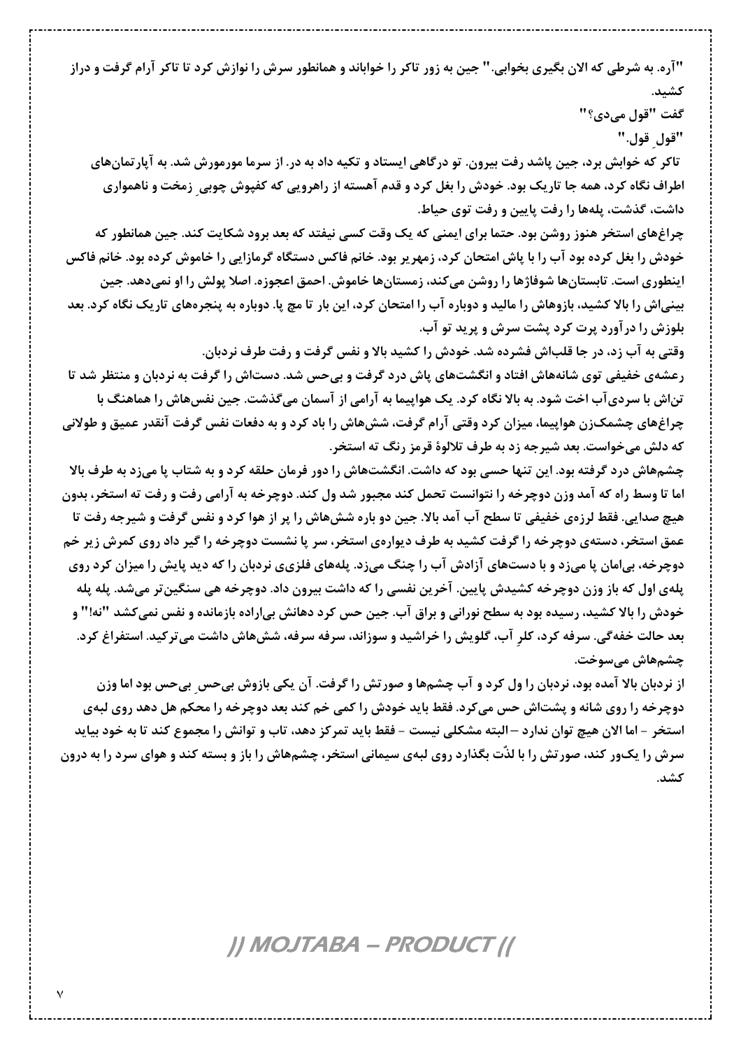"آره. به شرطی که الان بگیری بخوابی." جین به زور تاکر را خواباند و همانطور سرش را نوازش کرد تا تاکر آرام گرفت و دراز کشید.

گفت "قول می‌دی؟"

"قول ِ قول."

تاکر که خوابش برد، جین پاشد رفت بیرون. تو درگاهی ایستاد و تکیه داد به در. از سرما مورمورش شد. به آپارتمان‌های اطراف نگاه کرد، همه جا تاریک بود. خودش را بغل کرد و قدم آهسته از راهرویی که کفپوش چوبی ِ زمخت و ناهمواری داشت، گذشت، پله‌ها را رفت پایین و رفت توی حیاط.

چراغ‌های استخر هنوز روشن بود. حتما برای ایمنی که یک وقت کسی نیفتد که بعد برود شکایت کند. جین همانطور که خودش را بغل کرده بود آب را با پاش امتحان کرد، زمهریر بود. خانم فاکس دستگاه گرمازایی را خاموش کرده بود. خانم فاکس اینطوری است. تابستان‌ها شوفاژها را روشن می‌کند، زمستان‌ها خاموش. احمق اعجوزه. اصلا پولش را او نمی‌دهد. جین بینی‌اش را بالا کشید، بازوهاش را مالید و دوباره آب را امتحان کرد، این بار تا مچ پا. دوباره به پنجره‌های تاریک نگاه کرد. بعد بلوزش را درآورد پرت کرد پشت سرش و پرید تو آب.

وقتی به آب زد، در جا قلب‌اش فشرده شد. خودش را کشید بالا و نفس گرفت و رفت طرف نردبان.

رعشه‌ی خفیفی توی شانه‌هاش افتاد و انگشت‌های پاش درد گرفت و بی‌حس شد. دست‌اش را گرفت به نردبان و منتظر شد تا تن‌اش با سردی‌آب اخت شود. به بالا نگاه کرد. یک هواپیما به آرامی از آسمان می‌گذشت. جین نفس‌هاش را هماهنگ با چراغ‌های چشمک‌زن هواپیما، میزان کرد وقتی آرام گرفت، شش‌هاش را باد کرد و به دفعات نفس گرفت آنقدر عمیق و طولانی که دلش می‌خواست. بعد شیرجه زد به طرف تلالوءِ قرمز رنگ ته استخر.

چشم‌هاش درد گرفته بود. این تنها حسی بود که داشت. انگشت‌هاش را دور فرمان حلقه کرد و به شتاب پا می‌زد به طرف بالا اما تا وسط راه که آمد وزن دوچرخه را نتوانست تحمل کند مجبور شد ول کند. دوچرخه به آرامی رفت و رفت ته استخر، بدون هیچ صدایی. فقط لرزه‌ی خفیفی تا سطح آب آمد بالا. جین دو باره شش‌هاش را پر از هوا کرد و نفس گرفت و شیرجه رفت تا عمق استخر، دسته‌ی دوچرخه را گرفت کشید به طرف دیواره‌ی استخر، سر پا نشست دوچرخه را گیر داد روی کمرش زیر خم دوچرخه، بی‌امان پا می‌زد و با دست‌های آزادش آب را چنگ می‌زد. پله‌های فلزی‌ی نردبان را که دید پایش را میزان کرد روی پله‌ی اول که باز وزن دوچرخه کشیدش پایین. آخرین نفسی را که داشت بیرون داد. دوچرخه هی سنگین‌تر می‌شد. پله پله خودش را بالا کشید، رسیده بود به سطح نورانی و براق آب. جین حس کرد دهانش بی‌اراده بازمانده و نفس نمی‌کشد "نه!" و بعد حالت خفه‌گی. سرفه کرد، کلرِ آب، گلویش را خراشید و سوزاند، سرفه سرفه، شش‌هاش داشت می‌ترکید. استفراغ کرد. چشم‌هاش می‌سوخت.

از نردبان بالا آمده بود، نردبان را ول کرد و آب چشم‌ها و صورتش را گرفت. آن یکی بازوش بی‌حس ِ بی‌حس بود اما وزن دوچرخه را روی شانه و پشت‌اش حس می‌کرد. فقط باید خودش را کمی خم کند بعد دوچرخه را محکم هل دهد روی لبه‌ی استخر - اما الان هیچ توان ندارد – البته مشکلی نیست - فقط باید تمرکز دهد، تاب و توانش را مجموع کند تا به خود بیاید سرش را یک‌ور کند، صورتش را با لذّت بگذارد روی لبه‌ی سیمانی استخر، چشم‌هاش را باز و بسته کند و هوای سرد را به درون کشد.

)) MOJTABA – PRODUCT ((